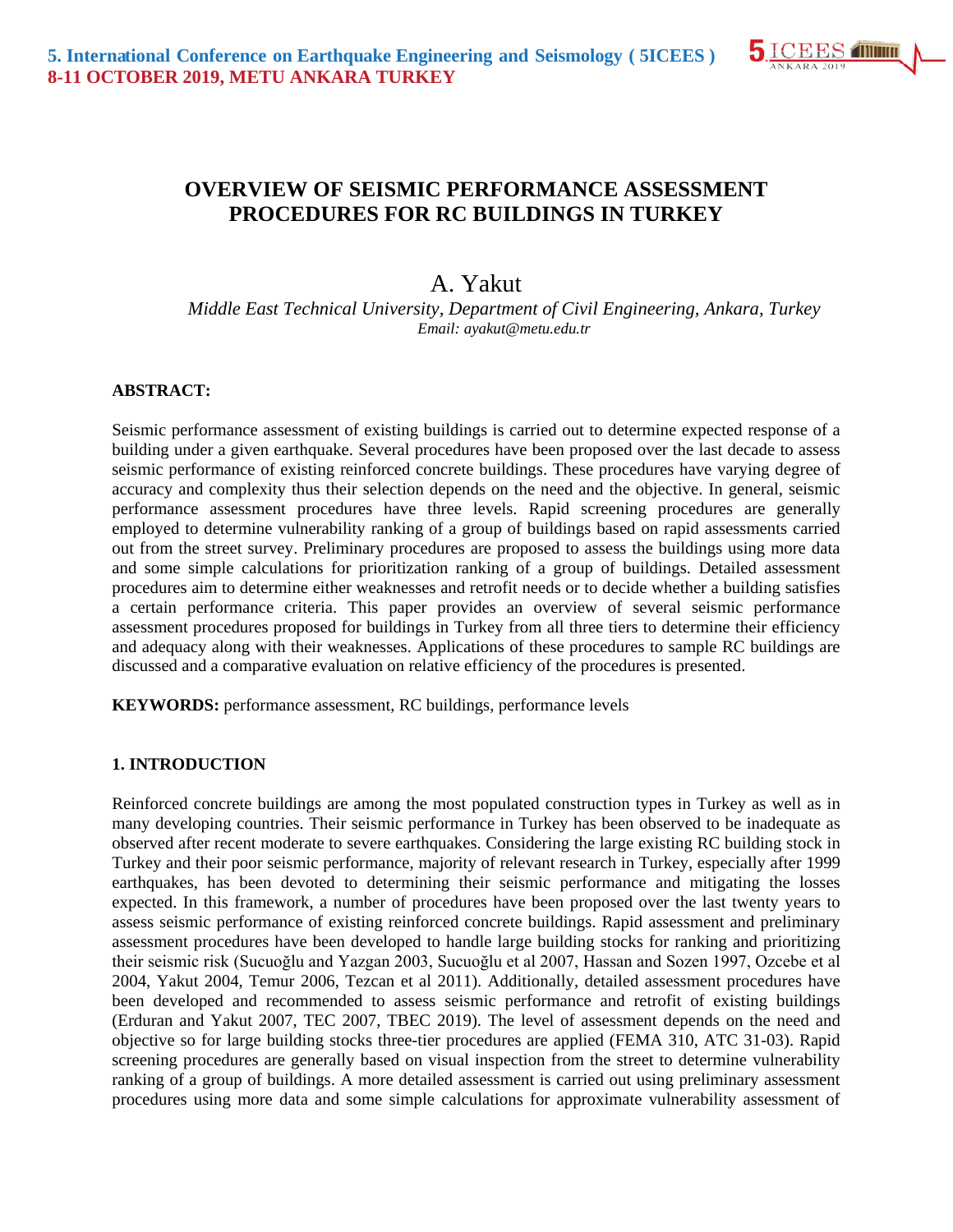# OVERVIEW OF SEISMIC PERFORMANCE ASSESSMENT PROCEDURES FOR RC BUILDINGS IN TURKEY

A. Yakut

*Middle East Technical University, Department of Civil Engineering, Ankara, Turkey*
*Email: ayakut@metu.edu.tr*

**ABSTRACT:**

Seismic performance assessment of existing buildings is carried out to determine expected response of a building under a given earthquake. Several procedures have been proposed over the last decade to assess seismic performance of existing reinforced concrete buildings. These procedures have varying degree of accuracy and complexity thus their selection depends on the need and the objective. In general, seismic performance assessment procedures have three levels. Rapid screening procedures are generally employed to determine vulnerability ranking of a group of buildings based on rapid assessments carried out from the street survey. Preliminary procedures are proposed to assess the buildings using more data and some simple calculations for prioritization ranking of a group of buildings. Detailed assessment procedures aim to determine either weaknesses and retrofit needs or to decide whether a building satisfies a certain performance criteria. This paper provides an overview of several seismic performance assessment procedures proposed for buildings in Turkey from all three tiers to determine their efficiency and adequacy along with their weaknesses. Applications of these procedures to sample RC buildings are discussed and a comparative evaluation on relative efficiency of the procedures is presented.

**KEYWORDS:** performance assessment, RC buildings, performance levels

## 1. INTRODUCTION

Reinforced concrete buildings are among the most populated construction types in Turkey as well as in many developing countries. Their seismic performance in Turkey has been observed to be inadequate as observed after recent moderate to severe earthquakes. Considering the large existing RC building stock in Turkey and their poor seismic performance, majority of relevant research in Turkey, especially after 1999 earthquakes, has been devoted to determining their seismic performance and mitigating the losses expected. In this framework, a number of procedures have been proposed over the last twenty years to assess seismic performance of existing reinforced concrete buildings. Rapid assessment and preliminary assessment procedures have been developed to handle large building stocks for ranking and prioritizing their seismic risk (Sucuoğlu and Yazgan 2003, Sucuoğlu et al 2007, Hassan and Sozen 1997, Ozcebe et al 2004, Yakut 2004, Temur 2006, Tezcan et al 2011). Additionally, detailed assessment procedures have been developed and recommended to assess seismic performance and retrofit of existing buildings (Erduran and Yakut 2007, TEC 2007, TBEC 2019). The level of assessment depends on the need and objective so for large building stocks three-tier procedures are applied (FEMA 310, ATC 31-03). Rapid screening procedures are generally based on visual inspection from the street to determine vulnerability ranking of a group of buildings. A more detailed assessment is carried out using preliminary assessment procedures using more data and some simple calculations for approximate vulnerability assessment of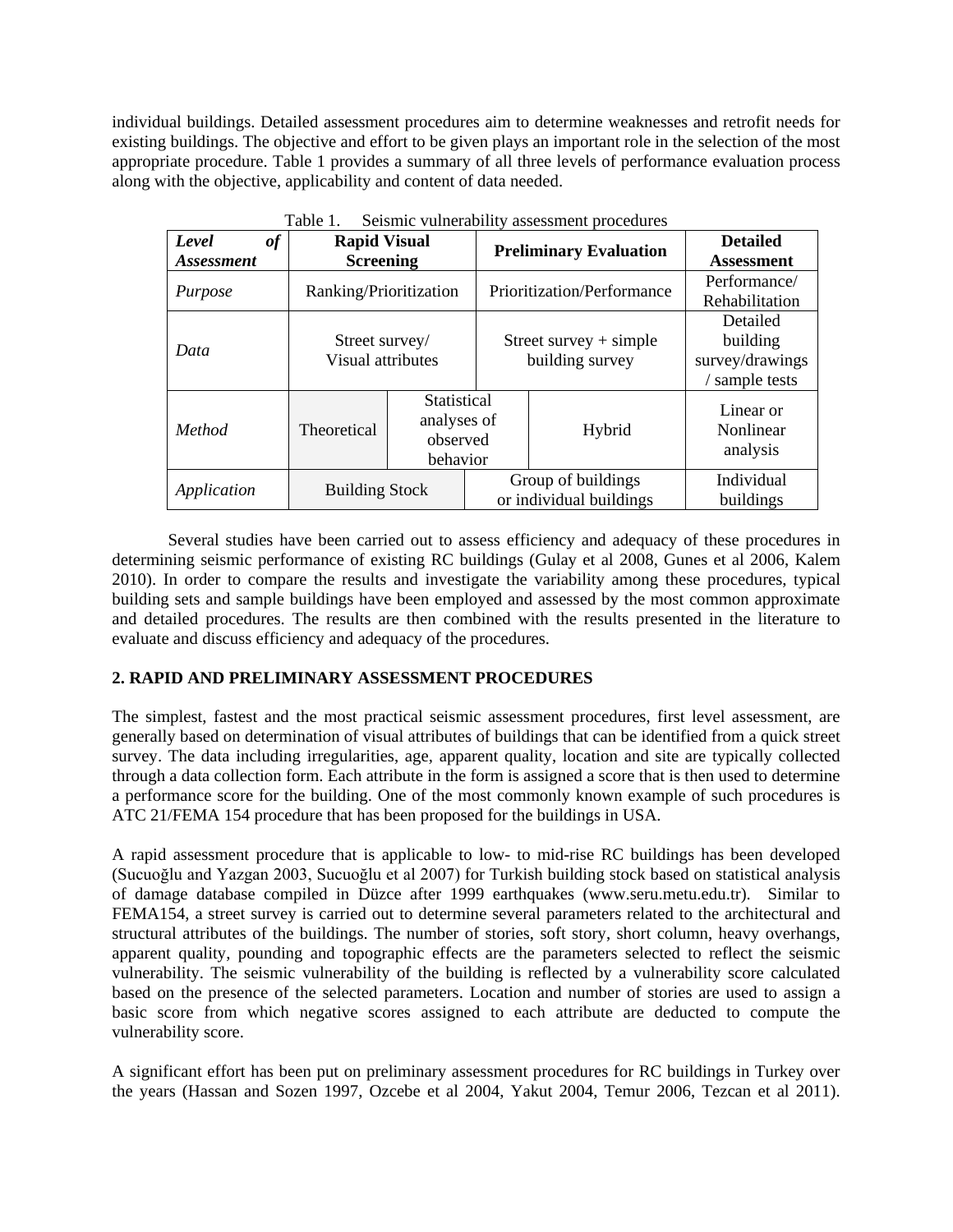individual buildings. Detailed assessment procedures aim to determine weaknesses and retrofit needs for existing buildings. The objective and effort to be given plays an important role in the selection of the most appropriate procedure. Table 1 provides a summary of all three levels of performance evaluation process along with the objective, applicability and content of data needed.

Table 1. Seismic vulnerability assessment procedures

| ***Level of Assessment*** | **Rapid Visual Screening** | | **Preliminary Evaluation** | **Detailed Assessment** |
|---|---|---|---|---|
| *Purpose* | Ranking/Prioritization | | Prioritization/Performance | Performance/ Rehabilitation |
| *Data* | Street survey/ Visual attributes | | Street survey + simple building survey | Detailed building survey/drawings / sample tests |
| *Method* | Theoretical | Statistical analyses of observed behavior | Hybrid | Linear or Nonlinear analysis |
| *Application* | Building Stock | | Group of buildings or individual buildings | Individual buildings |

Several studies have been carried out to assess efficiency and adequacy of these procedures in determining seismic performance of existing RC buildings (Gulay et al 2008, Gunes et al 2006, Kalem 2010). In order to compare the results and investigate the variability among these procedures, typical building sets and sample buildings have been employed and assessed by the most common approximate and detailed procedures. The results are then combined with the results presented in the literature to evaluate and discuss efficiency and adequacy of the procedures.

## 2. RAPID AND PRELIMINARY ASSESSMENT PROCEDURES

The simplest, fastest and the most practical seismic assessment procedures, first level assessment, are generally based on determination of visual attributes of buildings that can be identified from a quick street survey. The data including irregularities, age, apparent quality, location and site are typically collected through a data collection form. Each attribute in the form is assigned a score that is then used to determine a performance score for the building. One of the most commonly known example of such procedures is ATC 21/FEMA 154 procedure that has been proposed for the buildings in USA.

A rapid assessment procedure that is applicable to low- to mid-rise RC buildings has been developed (Sucuoğlu and Yazgan 2003, Sucuoğlu et al 2007) for Turkish building stock based on statistical analysis of damage database compiled in Düzce after 1999 earthquakes (www.seru.metu.edu.tr). Similar to FEMA154, a street survey is carried out to determine several parameters related to the architectural and structural attributes of the buildings. The number of stories, soft story, short column, heavy overhangs, apparent quality, pounding and topographic effects are the parameters selected to reflect the seismic vulnerability. The seismic vulnerability of the building is reflected by a vulnerability score calculated based on the presence of the selected parameters. Location and number of stories are used to assign a basic score from which negative scores assigned to each attribute are deducted to compute the vulnerability score.

A significant effort has been put on preliminary assessment procedures for RC buildings in Turkey over the years (Hassan and Sozen 1997, Ozcebe et al 2004, Yakut 2004, Temur 2006, Tezcan et al 2011).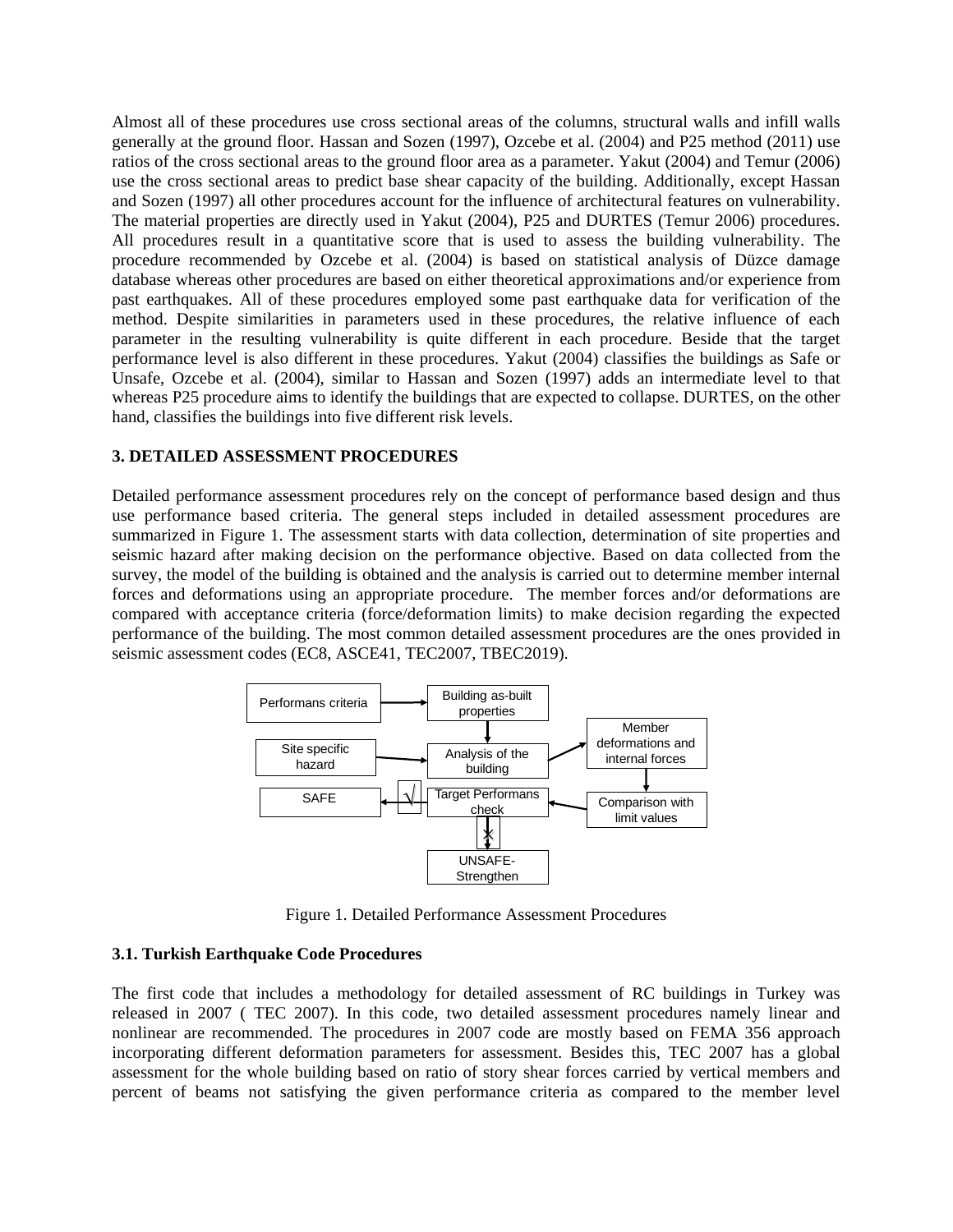Almost all of these procedures use cross sectional areas of the columns, structural walls and infill walls generally at the ground floor. Hassan and Sozen (1997), Ozcebe et al. (2004) and P25 method (2011) use ratios of the cross sectional areas to the ground floor area as a parameter. Yakut (2004) and Temur (2006) use the cross sectional areas to predict base shear capacity of the building. Additionally, except Hassan and Sozen (1997) all other procedures account for the influence of architectural features on vulnerability. The material properties are directly used in Yakut (2004), P25 and DURTES (Temur 2006) procedures. All procedures result in a quantitative score that is used to assess the building vulnerability. The procedure recommended by Ozcebe et al. (2004) is based on statistical analysis of Düzce damage database whereas other procedures are based on either theoretical approximations and/or experience from past earthquakes. All of these procedures employed some past earthquake data for verification of the method. Despite similarities in parameters used in these procedures, the relative influence of each parameter in the resulting vulnerability is quite different in each procedure. Beside that the target performance level is also different in these procedures. Yakut (2004) classifies the buildings as Safe or Unsafe, Ozcebe et al. (2004), similar to Hassan and Sozen (1997) adds an intermediate level to that whereas P25 procedure aims to identify the buildings that are expected to collapse. DURTES, on the other hand, classifies the buildings into five different risk levels.

### 3. DETAILED ASSESSMENT PROCEDURES

Detailed performance assessment procedures rely on the concept of performance based design and thus use performance based criteria. The general steps included in detailed assessment procedures are summarized in Figure 1. The assessment starts with data collection, determination of site properties and seismic hazard after making decision on the performance objective. Based on data collected from the survey, the model of the building is obtained and the analysis is carried out to determine member internal forces and deformations using an appropriate procedure. The member forces and/or deformations are compared with acceptance criteria (force/deformation limits) to make decision regarding the expected performance of the building. The most common detailed assessment procedures are the ones provided in seismic assessment codes (EC8, ASCE41, TEC2007, TBEC2019).

Performans criteria → Building as-built properties → Analysis of the building (← Site specific hazard) → Member deformations and internal forces → Comparison with limit values → Target Performans check → √ SAFE / × UNSAFE-Strengthen

Figure 1. Detailed Performance Assessment Procedures

#### 3.1. Turkish Earthquake Code Procedures

The first code that includes a methodology for detailed assessment of RC buildings in Turkey was released in 2007 ( TEC 2007). In this code, two detailed assessment procedures namely linear and nonlinear are recommended. The procedures in 2007 code are mostly based on FEMA 356 approach incorporating different deformation parameters for assessment. Besides this, TEC 2007 has a global assessment for the whole building based on ratio of story shear forces carried by vertical members and percent of beams not satisfying the given performance criteria as compared to the member level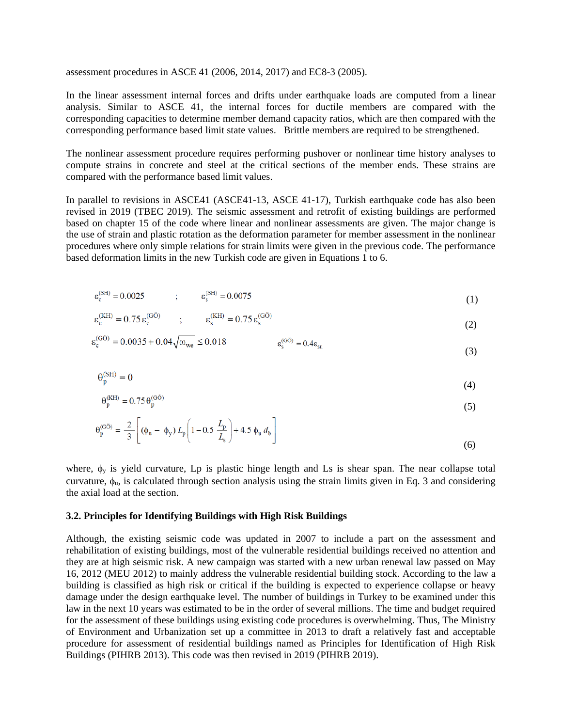assessment procedures in ASCE 41 (2006, 2014, 2017) and EC8-3 (2005).

In the linear assessment internal forces and drifts under earthquake loads are computed from a linear analysis. Similar to ASCE 41, the internal forces for ductile members are compared with the corresponding capacities to determine member demand capacity ratios, which are then compared with the corresponding performance based limit state values. Brittle members are required to be strengthened.

The nonlinear assessment procedure requires performing pushover or nonlinear time history analyses to compute strains in concrete and steel at the critical sections of the member ends. These strains are compared with the performance based limit values.

In parallel to revisions in ASCE41 (ASCE41-13, ASCE 41-17), Turkish earthquake code has also been revised in 2019 (TBEC 2019). The seismic assessment and retrofit of existing buildings are performed based on chapter 15 of the code where linear and nonlinear assessments are given. The major change is the use of strain and plastic rotation as the deformation parameter for member assessment in the nonlinear procedures where only simple relations for strain limits were given in the previous code. The performance based deformation limits in the new Turkish code are given in Equations 1 to 6.

$$\varepsilon_c^{(SH)} = 0.0025 \quad ; \quad \varepsilon_s^{(SH)} = 0.0075 \tag{1}$$

$$\varepsilon_c^{(KH)} = 0.75\,\varepsilon_c^{(GÖ)} \quad ; \quad \varepsilon_s^{(KH)} = 0.75\,\varepsilon_s^{(GÖ)} \tag{2}$$

$$\varepsilon_c^{(GÖ)} = 0.0035 + 0.04\sqrt{\omega_{we}} \leq 0.018 \qquad \varepsilon_s^{(GÖ)} = 0.4\varepsilon_{su} \tag{3}$$

$$\theta_p^{(SH)} = 0 \tag{4}$$

$$\theta_p^{(KH)} = 0.75\,\theta_p^{(GÖ)} \tag{5}$$

$$\theta_p^{(GÖ)} = \frac{2}{3}\left[(\phi_u - \phi_y)\,L_p\left(1 - 0.5\,\frac{L_p}{L_s}\right) + 4.5\,\phi_u\,d_b\right] \tag{6}$$

where, $\phi_y$ is yield curvature, Lp is plastic hinge length and Ls is shear span. The near collapse total curvature, $\phi_u$, is calculated through section analysis using the strain limits given in Eq. 3 and considering the axial load at the section.

### 3.2. Principles for Identifying Buildings with High Risk Buildings

Although, the existing seismic code was updated in 2007 to include a part on the assessment and rehabilitation of existing buildings, most of the vulnerable residential buildings received no attention and they are at high seismic risk. A new campaign was started with a new urban renewal law passed on May 16, 2012 (MEU 2012) to mainly address the vulnerable residential building stock. According to the law a building is classified as high risk or critical if the building is expected to experience collapse or heavy damage under the design earthquake level. The number of buildings in Turkey to be examined under this law in the next 10 years was estimated to be in the order of several millions. The time and budget required for the assessment of these buildings using existing code procedures is overwhelming. Thus, The Ministry of Environment and Urbanization set up a committee in 2013 to draft a relatively fast and acceptable procedure for assessment of residential buildings named as Principles for Identification of High Risk Buildings (PIHRB 2013). This code was then revised in 2019 (PIHRB 2019).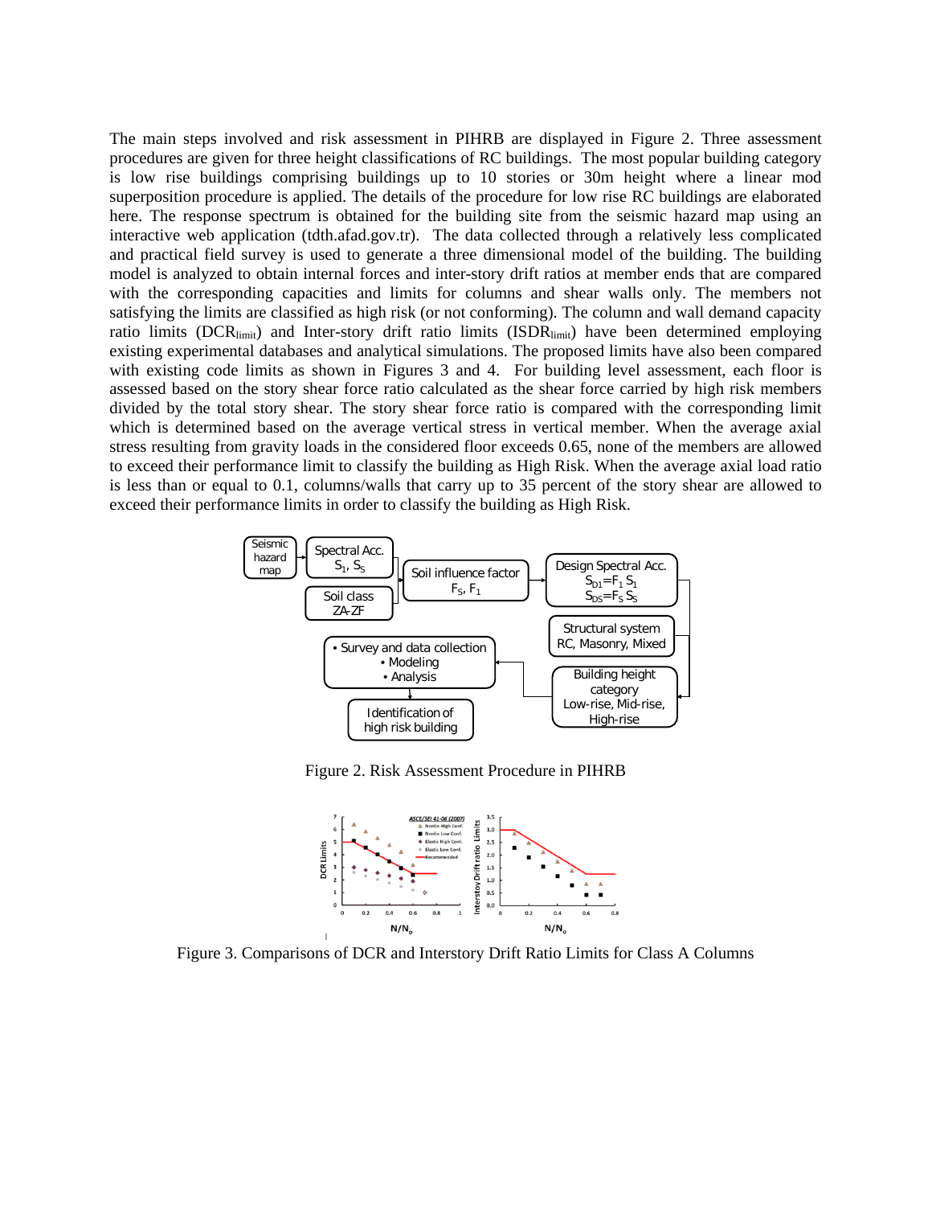The main steps involved and risk assessment in PIHRB are displayed in Figure 2. Three assessment procedures are given for three height classifications of RC buildings. The most popular building category is low rise buildings comprising buildings up to 10 stories or 30m height where a linear mod superposition procedure is applied. The details of the procedure for low rise RC buildings are elaborated here. The response spectrum is obtained for the building site from the seismic hazard map using an interactive web application (tdth.afad.gov.tr). The data collected through a relatively less complicated and practical field survey is used to generate a three dimensional model of the building. The building model is analyzed to obtain internal forces and inter-story drift ratios at member ends that are compared with the corresponding capacities and limits for columns and shear walls only. The members not satisfying the limits are classified as high risk (or not conforming). The column and wall demand capacity ratio limits ($DCR_{limit}$) and Inter-story drift ratio limits ($ISDR_{limit}$) have been determined employing existing experimental databases and analytical simulations. The proposed limits have also been compared with existing code limits as shown in Figures 3 and 4. For building level assessment, each floor is assessed based on the story shear force ratio calculated as the shear force carried by high risk members divided by the total story shear. The story shear force ratio is compared with the corresponding limit which is determined based on the average vertical stress in vertical member. When the average axial stress resulting from gravity loads in the considered floor exceeds 0.65, none of the members are allowed to exceed their performance limit to classify the building as High Risk. When the average axial load ratio is less than or equal to 0.1, columns/walls that carry up to 35 percent of the story shear are allowed to exceed their performance limits in order to classify the building as High Risk.

Figure 2. Risk Assessment Procedure in PIHRB

Figure 3. Comparisons of DCR and Interstory Drift Ratio Limits for Class A Columns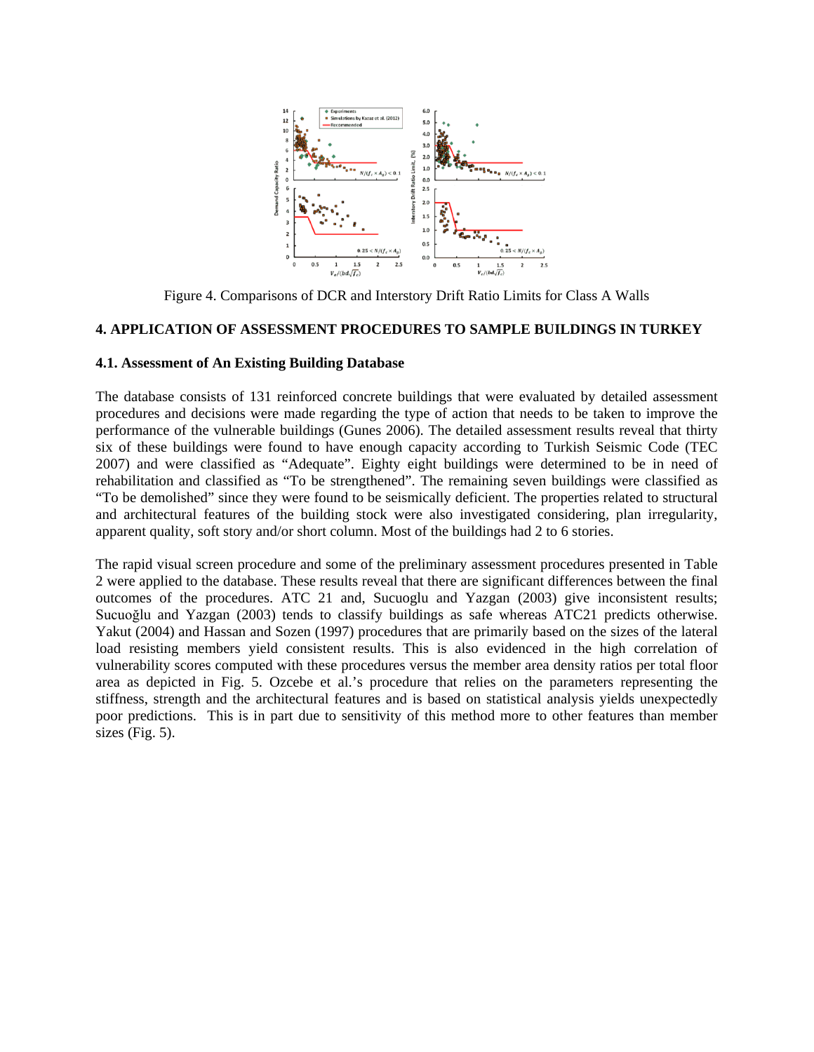Figure 4. Comparisons of DCR and Interstory Drift Ratio Limits for Class A Walls

## 4. APPLICATION OF ASSESSMENT PROCEDURES TO SAMPLE BUILDINGS IN TURKEY

### 4.1. Assessment of An Existing Building Database

The database consists of 131 reinforced concrete buildings that were evaluated by detailed assessment procedures and decisions were made regarding the type of action that needs to be taken to improve the performance of the vulnerable buildings (Gunes 2006). The detailed assessment results reveal that thirty six of these buildings were found to have enough capacity according to Turkish Seismic Code (TEC 2007) and were classified as "Adequate". Eighty eight buildings were determined to be in need of rehabilitation and classified as "To be strengthened". The remaining seven buildings were classified as "To be demolished" since they were found to be seismically deficient. The properties related to structural and architectural features of the building stock were also investigated considering, plan irregularity, apparent quality, soft story and/or short column. Most of the buildings had 2 to 6 stories.

The rapid visual screen procedure and some of the preliminary assessment procedures presented in Table 2 were applied to the database. These results reveal that there are significant differences between the final outcomes of the procedures. ATC 21 and, Sucuoglu and Yazgan (2003) give inconsistent results; Sucuoğlu and Yazgan (2003) tends to classify buildings as safe whereas ATC21 predicts otherwise. Yakut (2004) and Hassan and Sozen (1997) procedures that are primarily based on the sizes of the lateral load resisting members yield consistent results. This is also evidenced in the high correlation of vulnerability scores computed with these procedures versus the member area density ratios per total floor area as depicted in Fig. 5. Ozcebe et al.'s procedure that relies on the parameters representing the stiffness, strength and the architectural features and is based on statistical analysis yields unexpectedly poor predictions. This is in part due to sensitivity of this method more to other features than member sizes (Fig. 5).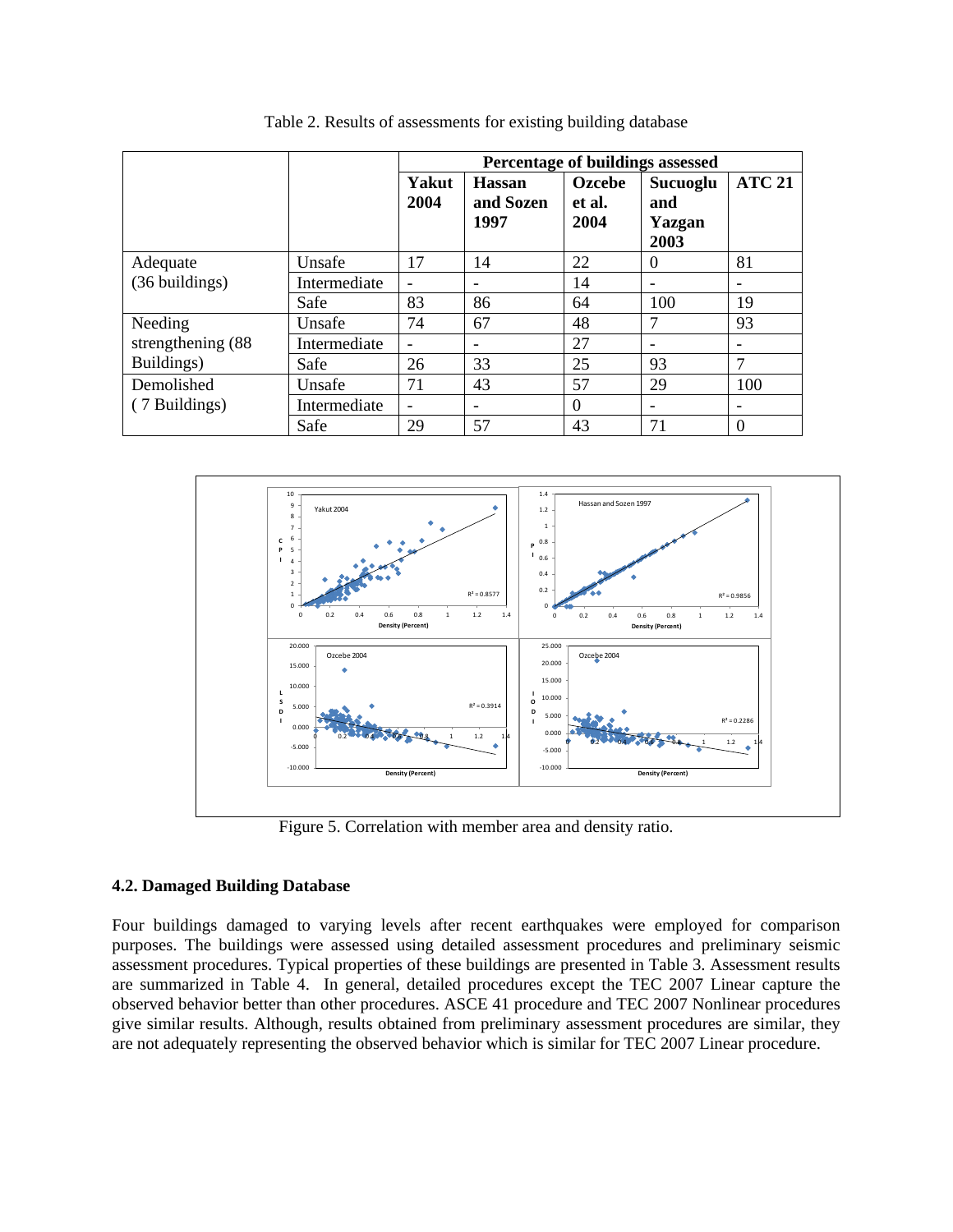Table 2. Results of assessments for existing building database

| | | Percentage of buildings assessed | | | | |
|---|---|---|---|---|---|---|
| | | **Yakut 2004** | **Hassan and Sozen 1997** | **Ozcebe et al. 2004** | **Sucuoglu and Yazgan 2003** | **ATC 21** |
| Adequate (36 buildings) | Unsafe | 17 | 14 | 22 | 0 | 81 |
| | Intermediate | - | - | 14 | - | - |
| | Safe | 83 | 86 | 64 | 100 | 19 |
| Needing strengthening (88 Buildings) | Unsafe | 74 | 67 | 48 | 7 | 93 |
| | Intermediate | - | - | 27 | - | - |
| | Safe | 26 | 33 | 25 | 93 | 7 |
| Demolished ( 7 Buildings) | Unsafe | 71 | 43 | 57 | 29 | 100 |
| | Intermediate | - | - | 0 | - | - |
| | Safe | 29 | 57 | 43 | 71 | 0 |

Figure 5. Correlation with member area and density ratio.

### 4.2. Damaged Building Database

Four buildings damaged to varying levels after recent earthquakes were employed for comparison purposes. The buildings were assessed using detailed assessment procedures and preliminary seismic assessment procedures. Typical properties of these buildings are presented in Table 3. Assessment results are summarized in Table 4. In general, detailed procedures except the TEC 2007 Linear capture the observed behavior better than other procedures. ASCE 41 procedure and TEC 2007 Nonlinear procedures give similar results. Although, results obtained from preliminary assessment procedures are similar, they are not adequately representing the observed behavior which is similar for TEC 2007 Linear procedure.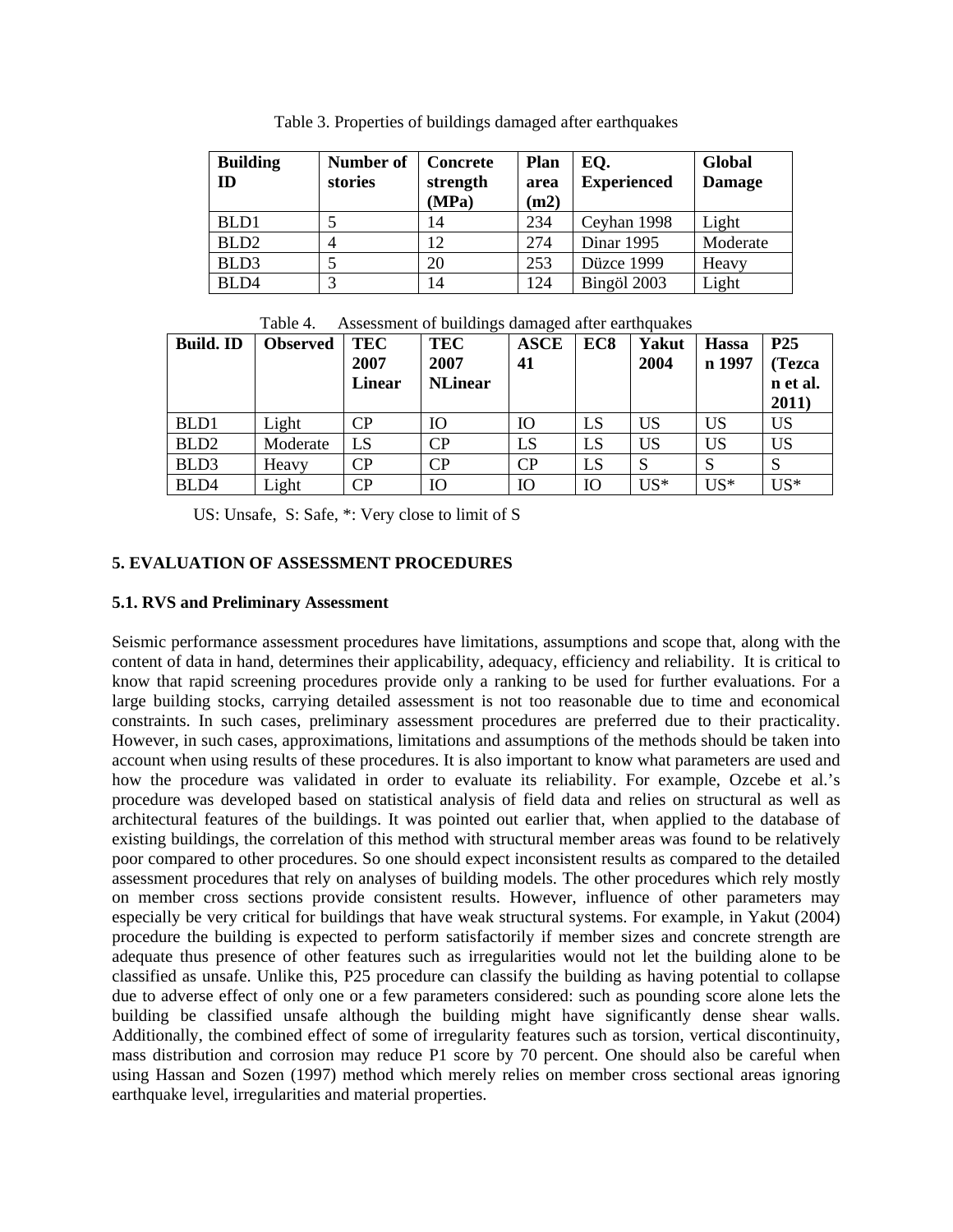Table 3. Properties of buildings damaged after earthquakes

| Building ID | Number of stories | Concrete strength (MPa) | Plan area (m2) | EQ. Experienced | Global Damage |
|---|---|---|---|---|---|
| BLD1 | 5 | 14 | 234 | Ceyhan 1998 | Light |
| BLD2 | 4 | 12 | 274 | Dinar 1995 | Moderate |
| BLD3 | 5 | 20 | 253 | Düzce 1999 | Heavy |
| BLD4 | 3 | 14 | 124 | Bingöl 2003 | Light |

Table 4. Assessment of buildings damaged after earthquakes

| Build. ID | Observed | TEC 2007 Linear | TEC 2007 NLinear | ASCE 41 | EC8 | Yakut 2004 | Hassan 1997 | P25 (Tezcan et al. 2011) |
|---|---|---|---|---|---|---|---|---|
| BLD1 | Light | CP | IO | IO | LS | US | US | US |
| BLD2 | Moderate | LS | CP | LS | LS | US | US | US |
| BLD3 | Heavy | CP | CP | CP | LS | S | S | S |
| BLD4 | Light | CP | IO | IO | IO | US* | US* | US* |

US: Unsafe, S: Safe, *: Very close to limit of S

## 5. EVALUATION OF ASSESSMENT PROCEDURES

### 5.1. RVS and Preliminary Assessment

Seismic performance assessment procedures have limitations, assumptions and scope that, along with the content of data in hand, determines their applicability, adequacy, efficiency and reliability. It is critical to know that rapid screening procedures provide only a ranking to be used for further evaluations. For a large building stocks, carrying detailed assessment is not too reasonable due to time and economical constraints. In such cases, preliminary assessment procedures are preferred due to their practicality. However, in such cases, approximations, limitations and assumptions of the methods should be taken into account when using results of these procedures. It is also important to know what parameters are used and how the procedure was validated in order to evaluate its reliability. For example, Ozcebe et al.'s procedure was developed based on statistical analysis of field data and relies on structural as well as architectural features of the buildings. It was pointed out earlier that, when applied to the database of existing buildings, the correlation of this method with structural member areas was found to be relatively poor compared to other procedures. So one should expect inconsistent results as compared to the detailed assessment procedures that rely on analyses of building models. The other procedures which rely mostly on member cross sections provide consistent results. However, influence of other parameters may especially be very critical for buildings that have weak structural systems. For example, in Yakut (2004) procedure the building is expected to perform satisfactorily if member sizes and concrete strength are adequate thus presence of other features such as irregularities would not let the building alone to be classified as unsafe. Unlike this, P25 procedure can classify the building as having potential to collapse due to adverse effect of only one or a few parameters considered: such as pounding score alone lets the building be classified unsafe although the building might have significantly dense shear walls. Additionally, the combined effect of some of irregularity features such as torsion, vertical discontinuity, mass distribution and corrosion may reduce P1 score by 70 percent. One should also be careful when using Hassan and Sozen (1997) method which merely relies on member cross sectional areas ignoring earthquake level, irregularities and material properties.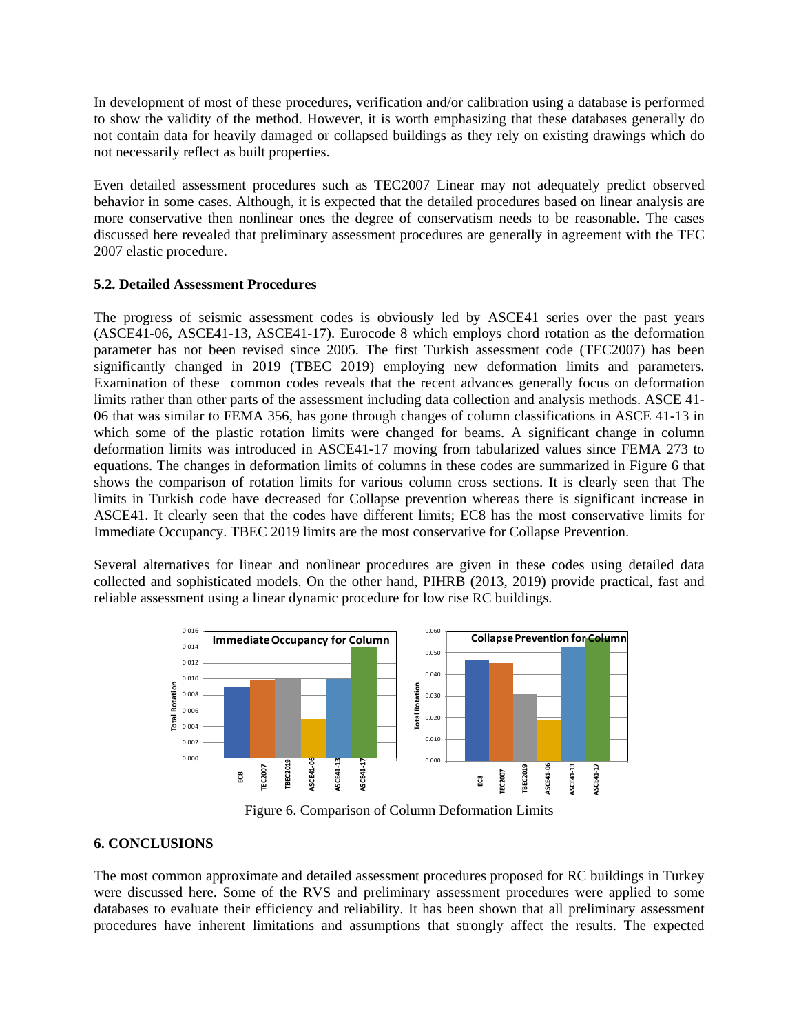In development of most of these procedures, verification and/or calibration using a database is performed to show the validity of the method. However, it is worth emphasizing that these databases generally do not contain data for heavily damaged or collapsed buildings as they rely on existing drawings which do not necessarily reflect as built properties.

Even detailed assessment procedures such as TEC2007 Linear may not adequately predict observed behavior in some cases. Although, it is expected that the detailed procedures based on linear analysis are more conservative then nonlinear ones the degree of conservatism needs to be reasonable. The cases discussed here revealed that preliminary assessment procedures are generally in agreement with the TEC 2007 elastic procedure.

### 5.2. Detailed Assessment Procedures

The progress of seismic assessment codes is obviously led by ASCE41 series over the past years (ASCE41-06, ASCE41-13, ASCE41-17). Eurocode 8 which employs chord rotation as the deformation parameter has not been revised since 2005. The first Turkish assessment code (TEC2007) has been significantly changed in 2019 (TBEC 2019) employing new deformation limits and parameters. Examination of these common codes reveals that the recent advances generally focus on deformation limits rather than other parts of the assessment including data collection and analysis methods. ASCE 41-06 that was similar to FEMA 356, has gone through changes of column classifications in ASCE 41-13 in which some of the plastic rotation limits were changed for beams. A significant change in column deformation limits was introduced in ASCE41-17 moving from tabularized values since FEMA 273 to equations. The changes in deformation limits of columns in these codes are summarized in Figure 6 that shows the comparison of rotation limits for various column cross sections. It is clearly seen that The limits in Turkish code have decreased for Collapse prevention whereas there is significant increase in ASCE41. It clearly seen that the codes have different limits; EC8 has the most conservative limits for Immediate Occupancy. TBEC 2019 limits are the most conservative for Collapse Prevention.

Several alternatives for linear and nonlinear procedures are given in these codes using detailed data collected and sophisticated models. On the other hand, PIHRB (2013, 2019) provide practical, fast and reliable assessment using a linear dynamic procedure for low rise RC buildings.

Figure 6. Comparison of Column Deformation Limits

## 6. CONCLUSIONS

The most common approximate and detailed assessment procedures proposed for RC buildings in Turkey were discussed here. Some of the RVS and preliminary assessment procedures were applied to some databases to evaluate their efficiency and reliability. It has been shown that all preliminary assessment procedures have inherent limitations and assumptions that strongly affect the results. The expected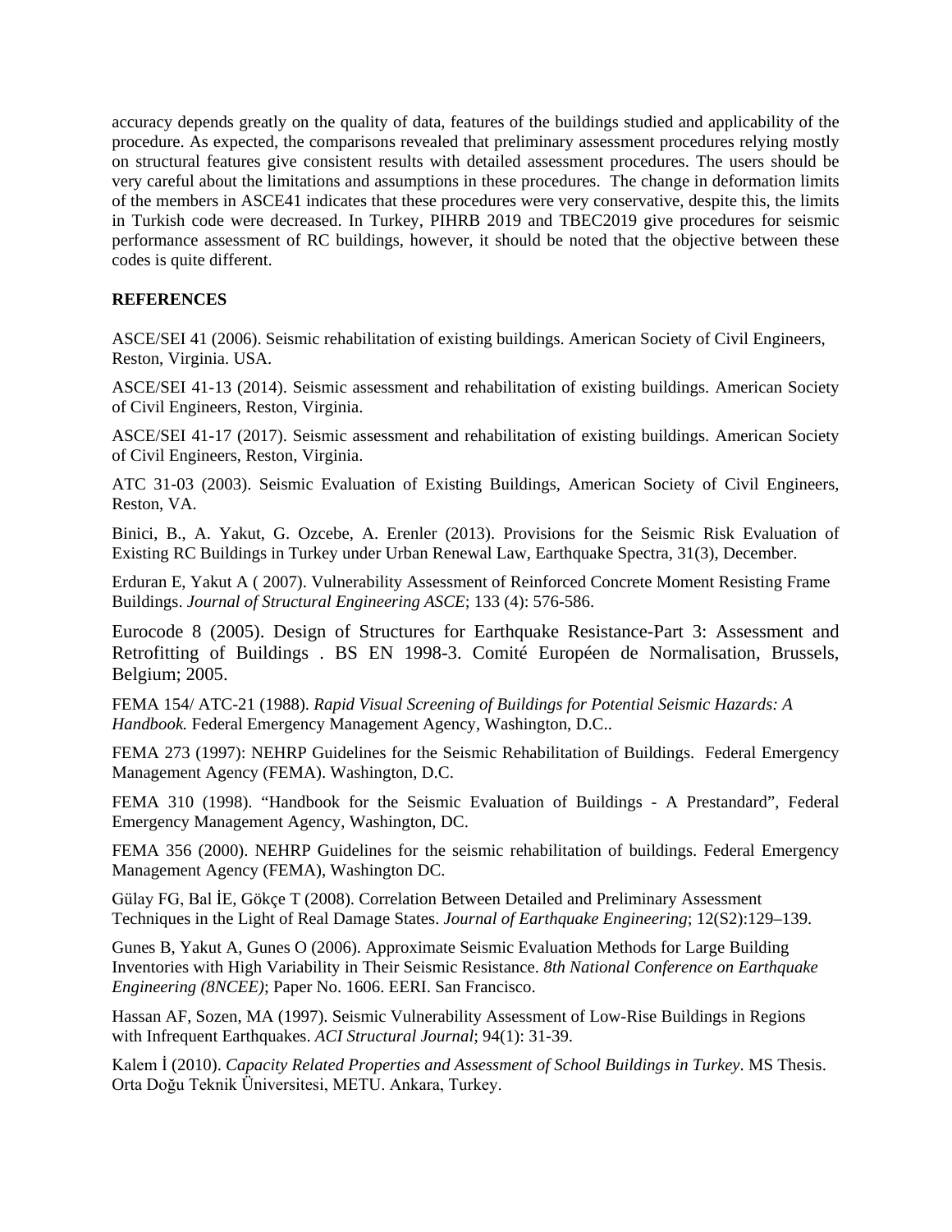accuracy depends greatly on the quality of data, features of the buildings studied and applicability of the procedure. As expected, the comparisons revealed that preliminary assessment procedures relying mostly on structural features give consistent results with detailed assessment procedures. The users should be very careful about the limitations and assumptions in these procedures. The change in deformation limits of the members in ASCE41 indicates that these procedures were very conservative, despite this, the limits in Turkish code were decreased. In Turkey, PIHRB 2019 and TBEC2019 give procedures for seismic performance assessment of RC buildings, however, it should be noted that the objective between these codes is quite different.

**REFERENCES**

ASCE/SEI 41 (2006). Seismic rehabilitation of existing buildings. American Society of Civil Engineers, Reston, Virginia. USA.

ASCE/SEI 41-13 (2014). Seismic assessment and rehabilitation of existing buildings. American Society of Civil Engineers, Reston, Virginia.

ASCE/SEI 41-17 (2017). Seismic assessment and rehabilitation of existing buildings. American Society of Civil Engineers, Reston, Virginia.

ATC 31-03 (2003). Seismic Evaluation of Existing Buildings, American Society of Civil Engineers, Reston, VA.

Binici, B., A. Yakut, G. Ozcebe, A. Erenler (2013). Provisions for the Seismic Risk Evaluation of Existing RC Buildings in Turkey under Urban Renewal Law, Earthquake Spectra, 31(3), December.

Erduran E, Yakut A ( 2007). Vulnerability Assessment of Reinforced Concrete Moment Resisting Frame Buildings. *Journal of Structural Engineering ASCE*; 133 (4): 576-586.

Eurocode 8 (2005). Design of Structures for Earthquake Resistance-Part 3: Assessment and Retrofitting of Buildings . BS EN 1998-3. Comité Européen de Normalisation, Brussels, Belgium; 2005.

FEMA 154/ ATC-21 (1988). *Rapid Visual Screening of Buildings for Potential Seismic Hazards: A Handbook.* Federal Emergency Management Agency, Washington, D.C..

FEMA 273 (1997): NEHRP Guidelines for the Seismic Rehabilitation of Buildings. Federal Emergency Management Agency (FEMA). Washington, D.C.

FEMA 310 (1998). "Handbook for the Seismic Evaluation of Buildings - A Prestandard", Federal Emergency Management Agency, Washington, DC.

FEMA 356 (2000). NEHRP Guidelines for the seismic rehabilitation of buildings. Federal Emergency Management Agency (FEMA), Washington DC.

Gülay FG, Bal İE, Gökçe T (2008). Correlation Between Detailed and Preliminary Assessment Techniques in the Light of Real Damage States. *Journal of Earthquake Engineering*; 12(S2):129–139.

Gunes B, Yakut A, Gunes O (2006). Approximate Seismic Evaluation Methods for Large Building Inventories with High Variability in Their Seismic Resistance. *8th National Conference on Earthquake Engineering (8NCEE)*; Paper No. 1606. EERI. San Francisco.

Hassan AF, Sozen, MA (1997). Seismic Vulnerability Assessment of Low-Rise Buildings in Regions with Infrequent Earthquakes. *ACI Structural Journal*; 94(1): 31-39.

Kalem İ (2010). *Capacity Related Properties and Assessment of School Buildings in Turkey*. MS Thesis. Orta Doğu Teknik Üniversitesi, METU. Ankara, Turkey.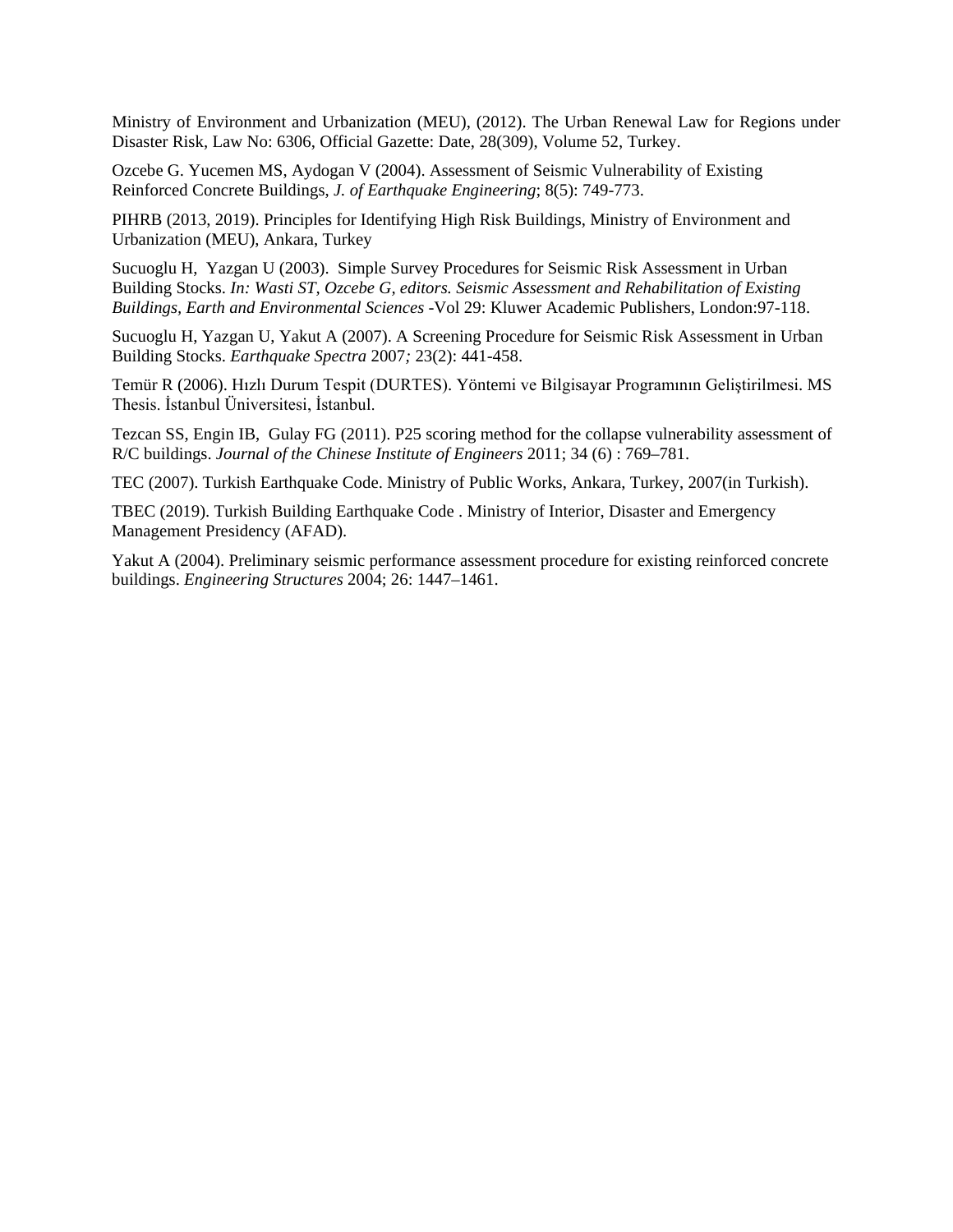Ministry of Environment and Urbanization (MEU), (2012). The Urban Renewal Law for Regions under Disaster Risk, Law No: 6306, Official Gazette: Date, 28(309), Volume 52, Turkey.

Ozcebe G. Yucemen MS, Aydogan V (2004). Assessment of Seismic Vulnerability of Existing Reinforced Concrete Buildings, *J. of Earthquake Engineering*; 8(5): 749-773.

PIHRB (2013, 2019). Principles for Identifying High Risk Buildings, Ministry of Environment and Urbanization (MEU), Ankara, Turkey

Sucuoglu H, Yazgan U (2003). Simple Survey Procedures for Seismic Risk Assessment in Urban Building Stocks. *In: Wasti ST, Ozcebe G, editors. Seismic Assessment and Rehabilitation of Existing Buildings, Earth and Environmental Sciences* -Vol 29: Kluwer Academic Publishers, London:97-118.

Sucuoglu H, Yazgan U, Yakut A (2007). A Screening Procedure for Seismic Risk Assessment in Urban Building Stocks. *Earthquake Spectra* 2007*;* 23(2): 441-458.

Temür R (2006). Hızlı Durum Tespit (DURTES). Yöntemi ve Bilgisayar Programının Geliştirilmesi. MS Thesis. İstanbul Üniversitesi, İstanbul.

Tezcan SS, Engin IB, Gulay FG (2011). P25 scoring method for the collapse vulnerability assessment of R/C buildings. *Journal of the Chinese Institute of Engineers* 2011; 34 (6) : 769–781.

TEC (2007). Turkish Earthquake Code. Ministry of Public Works, Ankara, Turkey, 2007(in Turkish).

TBEC (2019). Turkish Building Earthquake Code . Ministry of Interior, Disaster and Emergency Management Presidency (AFAD).

Yakut A (2004). Preliminary seismic performance assessment procedure for existing reinforced concrete buildings. *Engineering Structures* 2004; 26: 1447–1461.